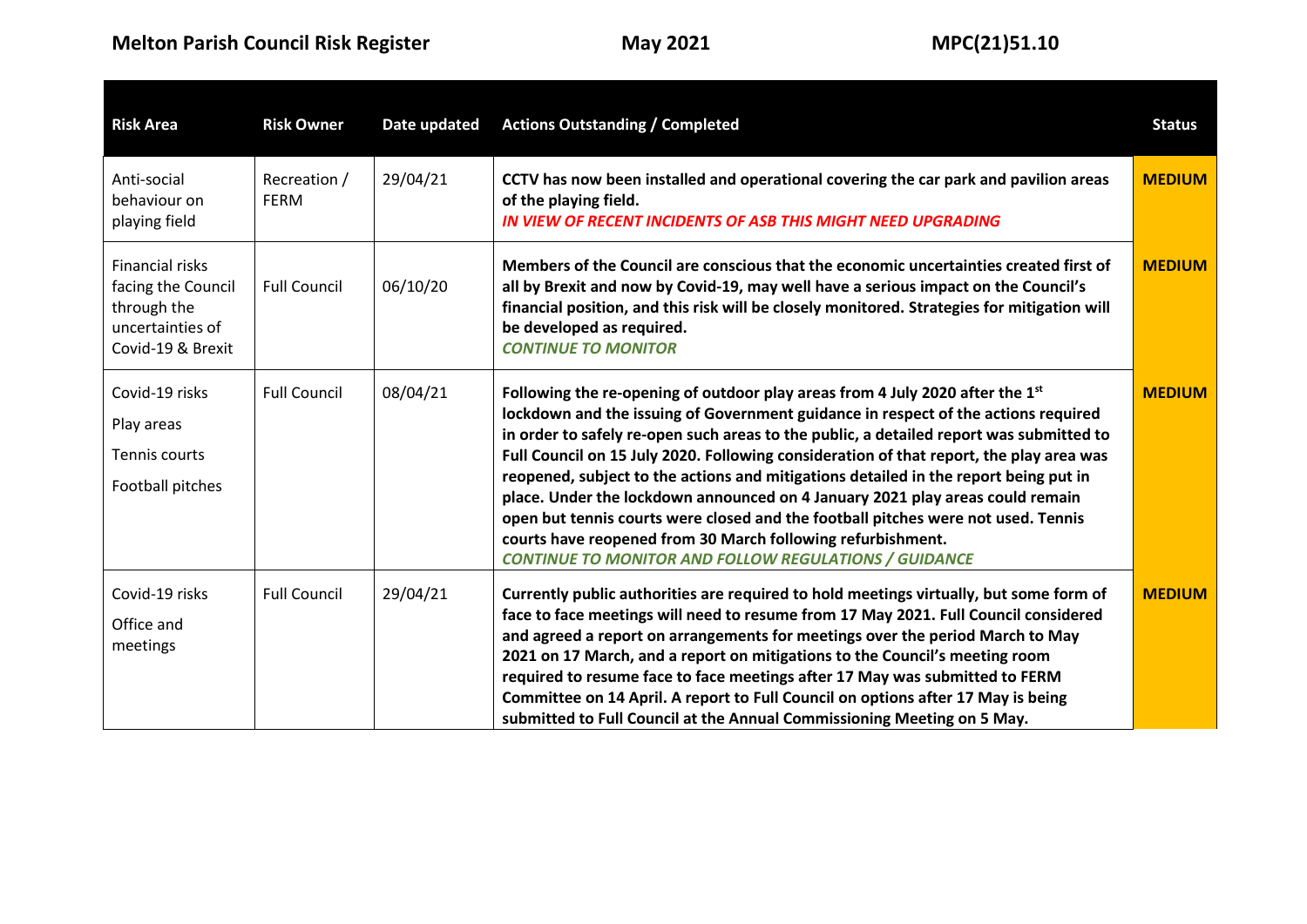**Melton Parish Council Risk Register** **May 2021** **MPC(21)51.10**

| Risk Area | Risk Owner | Date updated | Actions Outstanding / Completed | Status |
| --- | --- | --- | --- | --- |
| Anti-social behaviour on playing field | Recreation / FERM | 29/04/21 | **CCTV has now been installed and operational covering the car park and pavilion areas of the playing field.** ***IN VIEW OF RECENT INCIDENTS OF ASB THIS MIGHT NEED UPGRADING*** | **MEDIUM** |
| Financial risks facing the Council through the uncertainties of Covid-19 & Brexit | Full Council | 06/10/20 | **Members of the Council are conscious that the economic uncertainties created first of all by Brexit and now by Covid-19, may well have a serious impact on the Council's financial position, and this risk will be closely monitored. Strategies for mitigation will be developed as required.** ***CONTINUE TO MONITOR*** | **MEDIUM** |
| Covid-19 risks<br>Play areas<br>Tennis courts<br>Football pitches | Full Council | 08/04/21 | **Following the re-opening of outdoor play areas from 4 July 2020 after the 1st lockdown and the issuing of Government guidance in respect of the actions required in order to safely re-open such areas to the public, a detailed report was submitted to Full Council on 15 July 2020. Following consideration of that report, the play area was reopened, subject to the actions and mitigations detailed in the report being put in place. Under the lockdown announced on 4 January 2021 play areas could remain open but tennis courts were closed and the football pitches were not used. Tennis courts have reopened from 30 March following refurbishment.** ***CONTINUE TO MONITOR AND FOLLOW REGULATIONS / GUIDANCE*** | **MEDIUM** |
| Covid-19 risks<br>Office and meetings | Full Council | 29/04/21 | **Currently public authorities are required to hold meetings virtually, but some form of face to face meetings will need to resume from 17 May 2021. Full Council considered and agreed a report on arrangements for meetings over the period March to May 2021 on 17 March, and a report on mitigations to the Council's meeting room required to resume face to face meetings after 17 May was submitted to FERM Committee on 14 April. A report to Full Council on options after 17 May is being submitted to Full Council at the Annual Commissioning Meeting on 5 May.** | **MEDIUM** |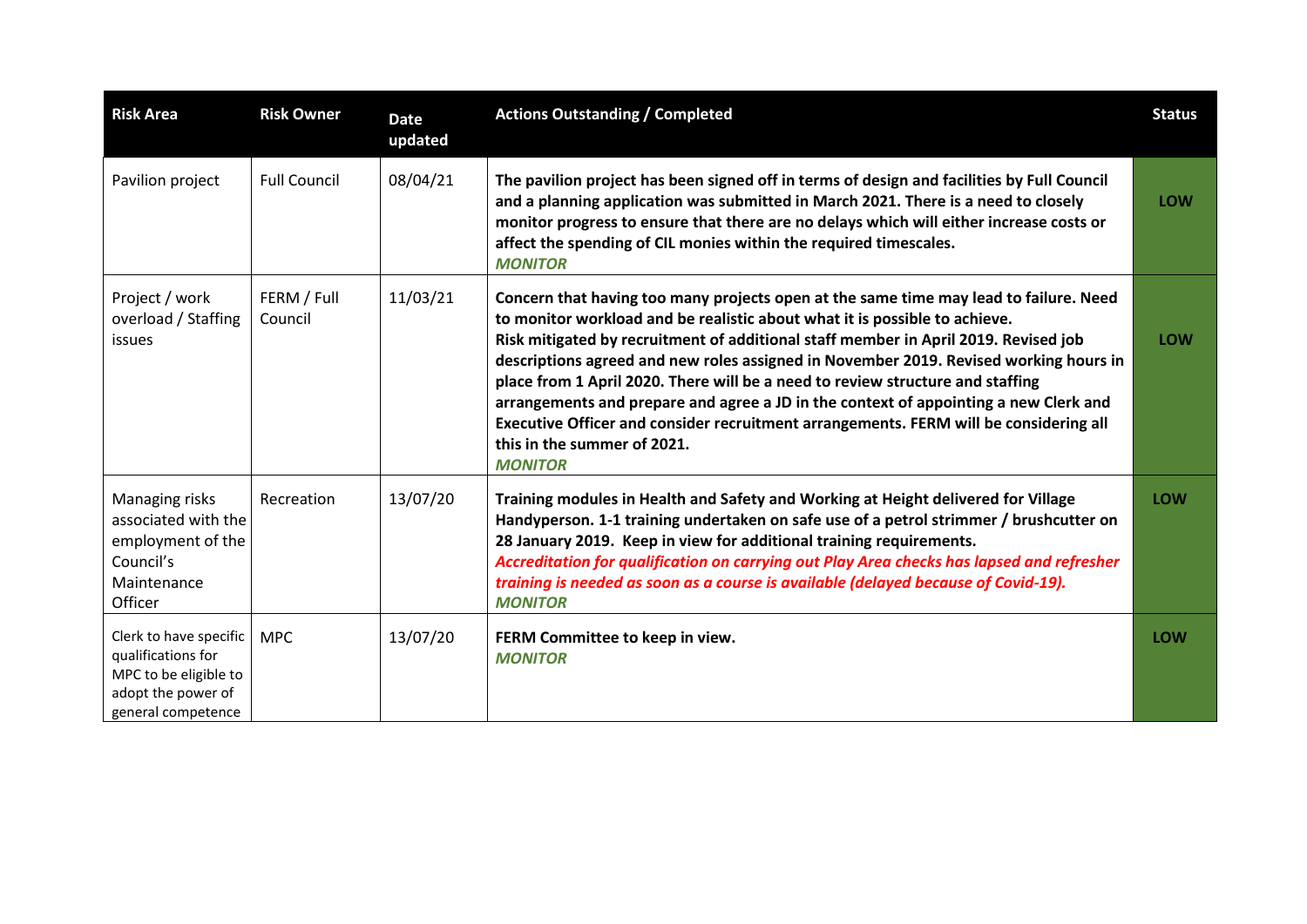| Risk Area | Risk Owner | Date updated | Actions Outstanding / Completed | Status |
|---|---|---|---|---|
| Pavilion project | Full Council | 08/04/21 | **The pavilion project has been signed off in terms of design and facilities by Full Council and a planning application was submitted in March 2021. There is a need to closely monitor progress to ensure that there are no delays which will either increase costs or affect the spending of CIL monies within the required timescales.** ***MONITOR*** | **LOW** |
| Project / work overload / Staffing issues | FERM / Full Council | 11/03/21 | **Concern that having too many projects open at the same time may lead to failure. Need to monitor workload and be realistic about what it is possible to achieve. Risk mitigated by recruitment of additional staff member in April 2019. Revised job descriptions agreed and new roles assigned in November 2019. Revised working hours in place from 1 April 2020. There will be a need to review structure and staffing arrangements and prepare and agree a JD in the context of appointing a new Clerk and Executive Officer and consider recruitment arrangements. FERM will be considering all this in the summer of 2021.** ***MONITOR*** | **LOW** |
| Managing risks associated with the employment of the Council's Maintenance Officer | Recreation | 13/07/20 | **Training modules in Health and Safety and Working at Height delivered for Village Handyperson. 1-1 training undertaken on safe use of a petrol strimmer / brushcutter on 28 January 2019. Keep in view for additional training requirements.** ***Accreditation for qualification on carrying out Play Area checks has lapsed and refresher training is needed as soon as a course is available (delayed because of Covid-19).*** ***MONITOR*** | **LOW** |
| Clerk to have specific qualifications for MPC to be eligible to adopt the power of general competence | MPC | 13/07/20 | **FERM Committee to keep in view.** ***MONITOR*** | **LOW** |